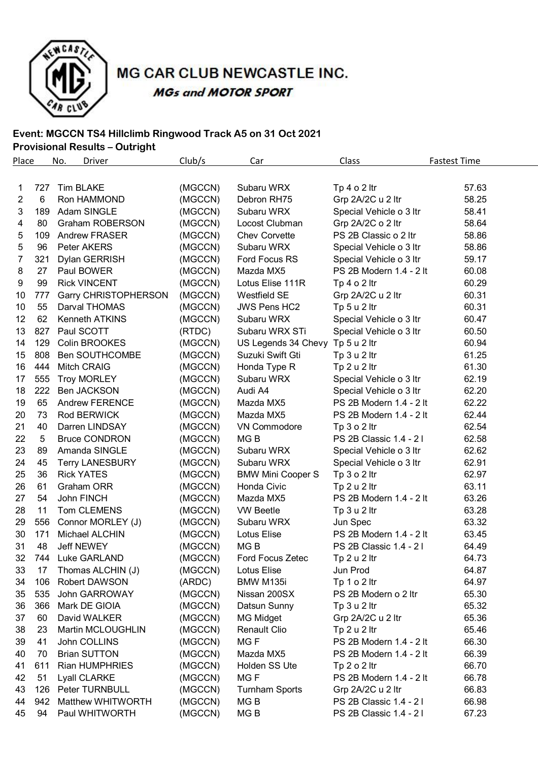# MG CAR CLUB NEWCASTLE INC.

***MGs and MOTOR SPORT***

**Event: MGCCN TS4 Hillclimb Ringwood Track A5 on 31 Oct 2021**

**Provisional Results – Outright**

| Place | No. | Driver | Club/s | Car | Class | Fastest Time |
|---|---|---|---|---|---|---|
| 1 | 727 | Tim BLAKE | (MGCCN) | Subaru WRX | Tp 4 o 2 ltr | 57.63 |
| 2 | 6 | Ron HAMMOND | (MGCCN) | Debron RH75 | Grp 2A/2C u 2 ltr | 58.25 |
| 3 | 189 | Adam SINGLE | (MGCCN) | Subaru WRX | Special Vehicle o 3 ltr | 58.41 |
| 4 | 80 | Graham ROBERSON | (MGCCN) | Locost Clubman | Grp 2A/2C o 2 ltr | 58.64 |
| 5 | 109 | Andrew FRASER | (MGCCN) | Chev Corvette | PS 2B Classic o 2 ltr | 58.86 |
| 5 | 96 | Peter AKERS | (MGCCN) | Subaru WRX | Special Vehicle o 3 ltr | 58.86 |
| 7 | 321 | Dylan GERRISH | (MGCCN) | Ford Focus RS | Special Vehicle o 3 ltr | 59.17 |
| 8 | 27 | Paul BOWER | (MGCCN) | Mazda MX5 | PS 2B Modern 1.4 - 2 lt | 60.08 |
| 9 | 99 | Rick VINCENT | (MGCCN) | Lotus Elise 111R | Tp 4 o 2 ltr | 60.29 |
| 10 | 777 | Garry CHRISTOPHERSON | (MGCCN) | Westfield SE | Grp 2A/2C u 2 ltr | 60.31 |
| 10 | 55 | Darval THOMAS | (MGCCN) | JWS Pens HC2 | Tp 5 u 2 ltr | 60.31 |
| 12 | 62 | Kenneth ATKINS | (MGCCN) | Subaru WRX | Special Vehicle o 3 ltr | 60.47 |
| 13 | 827 | Paul SCOTT | (RTDC) | Subaru WRX STi | Special Vehicle o 3 ltr | 60.50 |
| 14 | 129 | Colin BROOKES | (MGCCN) | US Legends 34 Chevy | Tp 5 u 2 ltr | 60.94 |
| 15 | 808 | Ben SOUTHCOMBE | (MGCCN) | Suzuki Swift Gti | Tp 3 u 2 ltr | 61.25 |
| 16 | 444 | Mitch CRAIG | (MGCCN) | Honda Type R | Tp 2 u 2 ltr | 61.30 |
| 17 | 555 | Troy MORLEY | (MGCCN) | Subaru WRX | Special Vehicle o 3 ltr | 62.19 |
| 18 | 222 | Ben JACKSON | (MGCCN) | Audi A4 | Special Vehicle o 3 ltr | 62.20 |
| 19 | 65 | Andrew FERENCE | (MGCCN) | Mazda MX5 | PS 2B Modern 1.4 - 2 lt | 62.22 |
| 20 | 73 | Rod BERWICK | (MGCCN) | Mazda MX5 | PS 2B Modern 1.4 - 2 lt | 62.44 |
| 21 | 40 | Darren LINDSAY | (MGCCN) | VN Commodore | Tp 3 o 2 ltr | 62.54 |
| 22 | 5 | Bruce CONDRON | (MGCCN) | MG B | PS 2B Classic 1.4 - 2 l | 62.58 |
| 23 | 89 | Amanda SINGLE | (MGCCN) | Subaru WRX | Special Vehicle o 3 ltr | 62.62 |
| 24 | 45 | Terry LANESBURY | (MGCCN) | Subaru WRX | Special Vehicle o 3 ltr | 62.91 |
| 25 | 36 | Rick YATES | (MGCCN) | BMW Mini Cooper S | Tp 3 o 2 ltr | 62.97 |
| 26 | 61 | Graham ORR | (MGCCN) | Honda Civic | Tp 2 u 2 ltr | 63.11 |
| 27 | 54 | John FINCH | (MGCCN) | Mazda MX5 | PS 2B Modern 1.4 - 2 lt | 63.26 |
| 28 | 11 | Tom CLEMENS | (MGCCN) | VW Beetle | Tp 3 u 2 ltr | 63.28 |
| 29 | 556 | Connor MORLEY (J) | (MGCCN) | Subaru WRX | Jun Spec | 63.32 |
| 30 | 171 | Michael ALCHIN | (MGCCN) | Lotus Elise | PS 2B Modern 1.4 - 2 lt | 63.45 |
| 31 | 48 | Jeff NEWEY | (MGCCN) | MG B | PS 2B Classic 1.4 - 2 l | 64.49 |
| 32 | 744 | Luke GARLAND | (MGCCN) | Ford Focus Zetec | Tp 2 u 2 ltr | 64.73 |
| 33 | 17 | Thomas ALCHIN (J) | (MGCCN) | Lotus Elise | Jun Prod | 64.87 |
| 34 | 106 | Robert DAWSON | (ARDC) | BMW M135i | Tp 1 o 2 ltr | 64.97 |
| 35 | 535 | John GARROWAY | (MGCCN) | Nissan 200SX | PS 2B Modern o 2 ltr | 65.30 |
| 36 | 366 | Mark DE GIOIA | (MGCCN) | Datsun Sunny | Tp 3 u 2 ltr | 65.32 |
| 37 | 60 | David WALKER | (MGCCN) | MG Midget | Grp 2A/2C u 2 ltr | 65.36 |
| 38 | 23 | Martin MCLOUGHLIN | (MGCCN) | Renault Clio | Tp 2 u 2 ltr | 65.46 |
| 39 | 41 | John COLLINS | (MGCCN) | MG F | PS 2B Modern 1.4 - 2 lt | 66.30 |
| 40 | 70 | Brian SUTTON | (MGCCN) | Mazda MX5 | PS 2B Modern 1.4 - 2 lt | 66.39 |
| 41 | 611 | Rian HUMPHRIES | (MGCCN) | Holden SS Ute | Tp 2 o 2 ltr | 66.70 |
| 42 | 51 | Lyall CLARKE | (MGCCN) | MG F | PS 2B Modern 1.4 - 2 lt | 66.78 |
| 43 | 126 | Peter TURNBULL | (MGCCN) | Turnham Sports | Grp 2A/2C u 2 ltr | 66.83 |
| 44 | 942 | Matthew WHITWORTH | (MGCCN) | MG B | PS 2B Classic 1.4 - 2 l | 66.98 |
| 45 | 94 | Paul WHITWORTH | (MGCCN) | MG B | PS 2B Classic 1.4 - 2 l | 67.23 |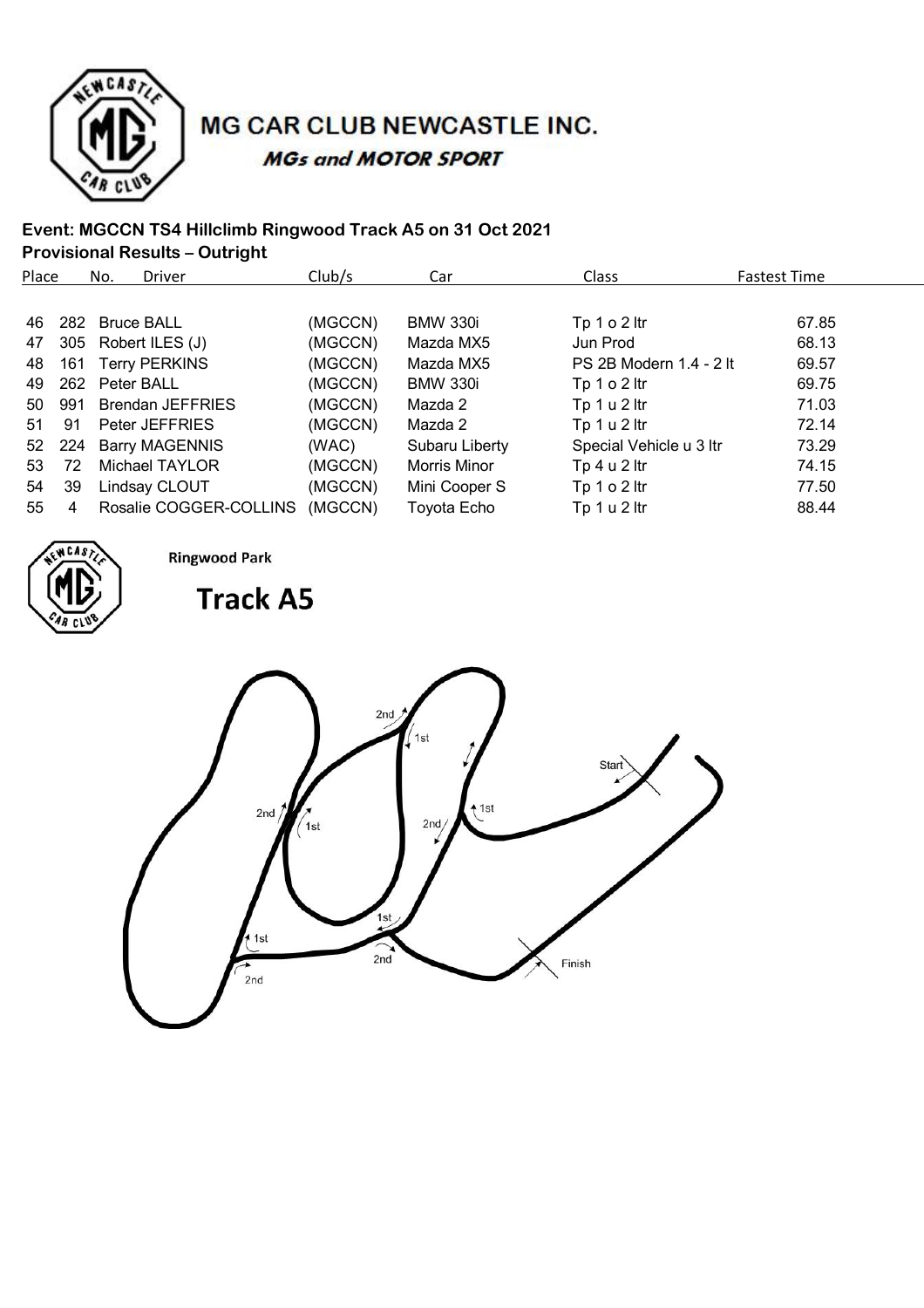# MG CAR CLUB NEWCASTLE INC.

*MGs and MOTOR SPORT*

**Event: MGCCN TS4 Hillclimb Ringwood Track A5 on 31 Oct 2021**

**Provisional Results – Outright**

| Place | No. | Driver | Club/s | Car | Class | Fastest Time |
|---|---|---|---|---|---|---|
| 46 | 282 | Bruce BALL | (MGCCN) | BMW 330i | Tp 1 o 2 ltr | 67.85 |
| 47 | 305 | Robert ILES (J) | (MGCCN) | Mazda MX5 | Jun Prod | 68.13 |
| 48 | 161 | Terry PERKINS | (MGCCN) | Mazda MX5 | PS 2B Modern 1.4 - 2 lt | 69.57 |
| 49 | 262 | Peter BALL | (MGCCN) | BMW 330i | Tp 1 o 2 ltr | 69.75 |
| 50 | 991 | Brendan JEFFRIES | (MGCCN) | Mazda 2 | Tp 1 u 2 ltr | 71.03 |
| 51 | 91 | Peter JEFFRIES | (MGCCN) | Mazda 2 | Tp 1 u 2 ltr | 72.14 |
| 52 | 224 | Barry MAGENNIS | (WAC) | Subaru Liberty | Special Vehicle u 3 ltr | 73.29 |
| 53 | 72 | Michael TAYLOR | (MGCCN) | Morris Minor | Tp 4 u 2 ltr | 74.15 |
| 54 | 39 | Lindsay CLOUT | (MGCCN) | Mini Cooper S | Tp 1 o 2 ltr | 77.50 |
| 55 | 4 | Rosalie COGGER-COLLINS | (MGCCN) | Toyota Echo | Tp 1 u 2 ltr | 88.44 |

Ringwood Park

## Track A5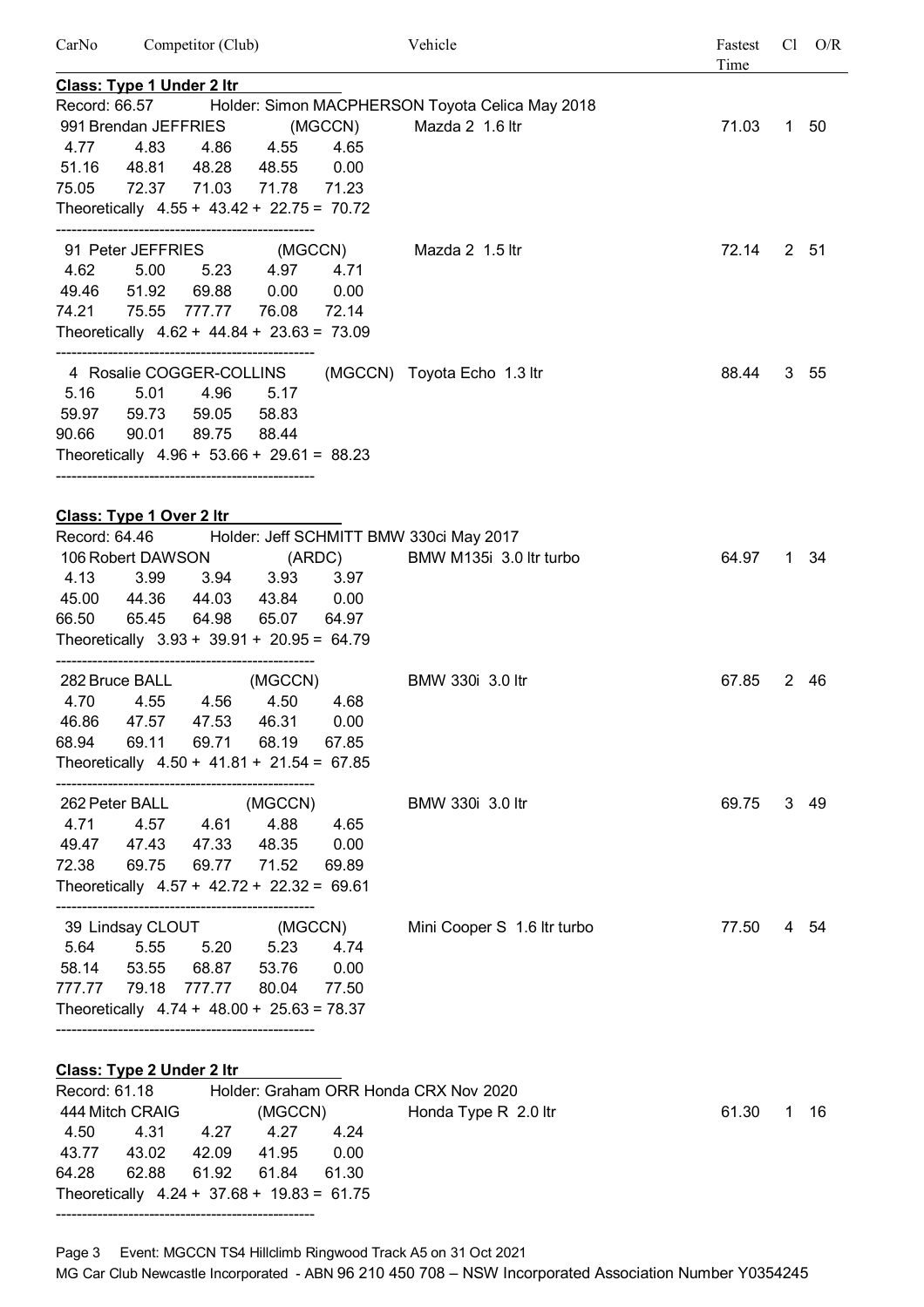| CarNo | Competitor (Club) | Vehicle | Fastest Time | Cl | O/R |
|---|---|---|---|---|---|

**Class: Type 1 Under 2 ltr**

Record: 66.57 Holder: Simon MACPHERSON Toyota Celica May 2018

991 Brendan JEFFRIES (MGCCN) Mazda 2 1.6 ltr 71.03 1 50

```
 4.77   4.83   4.86   4.55   4.65
51.16  48.81  48.28  48.55   0.00
75.05  72.37  71.03  71.78  71.23
Theoretically  4.55 + 43.42 + 22.75 = 70.72
```

---

91 Peter JEFFRIES (MGCCN) Mazda 2 1.5 ltr 72.14 2 51

```
 4.62   5.00   5.23   4.97   4.71
49.46  51.92  69.88   0.00   0.00
74.21  75.55 777.77  76.08  72.14
Theoretically  4.62 + 44.84 + 23.63 = 73.09
```

---

4 Rosalie COGGER-COLLINS (MGCCN) Toyota Echo 1.3 ltr 88.44 3 55

```
 5.16   5.01   4.96   5.17
59.97  59.73  59.05  58.83
90.66  90.01  89.75  88.44
Theoretically  4.96 + 53.66 + 29.61 = 88.23
```

---

**Class: Type 1 Over 2 ltr**

Record: 64.46 Holder: Jeff SCHMITT BMW 330ci May 2017

106 Robert DAWSON (ARDC) BMW M135i 3.0 ltr turbo 64.97 1 34

```
 4.13   3.99   3.94   3.93   3.97
45.00  44.36  44.03  43.84   0.00
66.50  65.45  64.98  65.07  64.97
Theoretically  3.93 + 39.91 + 20.95 = 64.79
```

---

282 Bruce BALL (MGCCN) BMW 330i 3.0 ltr 67.85 2 46

```
 4.70   4.55   4.56   4.50   4.68
46.86  47.57  47.53  46.31   0.00
68.94  69.11  69.71  68.19  67.85
Theoretically  4.50 + 41.81 + 21.54 = 67.85
```

---

262 Peter BALL (MGCCN) BMW 330i 3.0 ltr 69.75 3 49

```
 4.71   4.57   4.61   4.88   4.65
49.47  47.43  47.33  48.35   0.00
72.38  69.75  69.77  71.52  69.89
Theoretically  4.57 + 42.72 + 22.32 = 69.61
```

---

39 Lindsay CLOUT (MGCCN) Mini Cooper S 1.6 ltr turbo 77.50 4 54

```
  5.64   5.55   5.20   5.23   4.74
 58.14  53.55  68.87  53.76   0.00
777.77  79.18 777.77  80.04  77.50
Theoretically  4.74 + 48.00 + 25.63 = 78.37
```

---

**Class: Type 2 Under 2 ltr**

Record: 61.18 Holder: Graham ORR Honda CRX Nov 2020

444 Mitch CRAIG (MGCCN) Honda Type R 2.0 ltr 61.30 1 16

```
 4.50   4.31   4.27   4.27   4.24
43.77  43.02  42.09  41.95   0.00
64.28  62.88  61.92  61.84  61.30
Theoretically  4.24 + 37.68 + 19.83 = 61.75
```

---

Event: MGCCN TS4 Hillclimb Ringwood Track A5 on 31 Oct 2021

MG Car Club Newcastle Incorporated - ABN 96 210 450 708 – NSW Incorporated Association Number Y0354245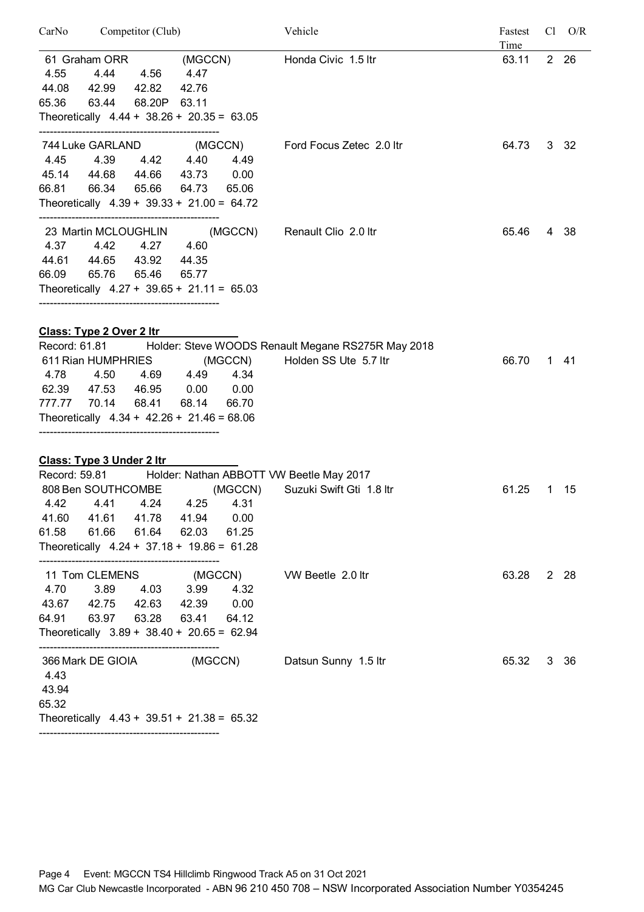| CarNo | Competitor (Club) | Vehicle | Fastest Time | Cl | O/R |
|---|---|---|---|---|---|
| 61 | Graham ORR (MGCCN) | Honda Civic 1.5 ltr | 63.11 | 2 | 26 |

```
 4.55    4.44    4.56    4.47
 44.08   42.99   42.82   42.76
 65.36   63.44   68.20P  63.11
Theoretically  4.44 + 38.26 + 20.35 = 63.05
-------------------------------------------------
```

| CarNo | Competitor (Club) | Vehicle | Fastest Time | Cl | O/R |
|---|---|---|---|---|---|
| 744 | Luke GARLAND (MGCCN) | Ford Focus Zetec 2.0 ltr | 64.73 | 3 | 32 |

```
 4.45    4.39    4.42    4.40    4.49
 45.14   44.68   44.66   43.73   0.00
 66.81   66.34   65.66   64.73   65.06
Theoretically  4.39 + 39.33 + 21.00 = 64.72
-------------------------------------------------
```

| CarNo | Competitor (Club) | Vehicle | Fastest Time | Cl | O/R |
|---|---|---|---|---|---|
| 23 | Martin MCLOUGHLIN (MGCCN) | Renault Clio 2.0 ltr | 65.46 | 4 | 38 |

```
 4.37    4.42    4.27    4.60
 44.61   44.65   43.92   44.35
 66.09   65.76   65.46   65.77
Theoretically  4.27 + 39.65 + 21.11 = 65.03
-------------------------------------------------
```

**Class: Type 2 Over 2 ltr**

Record: 61.81 Holder: Steve WOODS Renault Megane RS275R May 2018

| CarNo | Competitor (Club) | Vehicle | Fastest Time | Cl | O/R |
|---|---|---|---|---|---|
| 611 | Rian HUMPHRIES (MGCCN) | Holden SS Ute 5.7 ltr | 66.70 | 1 | 41 |

```
 4.78    4.50    4.69    4.49    4.34
 62.39   47.53   46.95   0.00    0.00
 777.77  70.14   68.41   68.14   66.70
Theoretically  4.34 + 42.26 + 21.46 = 68.06
-------------------------------------------------
```

**Class: Type 3 Under 2 ltr**

Record: 59.81 Holder: Nathan ABBOTT VW Beetle May 2017

| CarNo | Competitor (Club) | Vehicle | Fastest Time | Cl | O/R |
|---|---|---|---|---|---|
| 808 | Ben SOUTHCOMBE (MGCCN) | Suzuki Swift Gti 1.8 ltr | 61.25 | 1 | 15 |

```
 4.42    4.41    4.24    4.25    4.31
 41.60   41.61   41.78   41.94   0.00
 61.58   61.66   61.64   62.03   61.25
Theoretically  4.24 + 37.18 + 19.86 = 61.28
-------------------------------------------------
```

| CarNo | Competitor (Club) | Vehicle | Fastest Time | Cl | O/R |
|---|---|---|---|---|---|
| 11 | Tom CLEMENS (MGCCN) | VW Beetle 2.0 ltr | 63.28 | 2 | 28 |

```
 4.70    3.89    4.03    3.99    4.32
 43.67   42.75   42.63   42.39   0.00
 64.91   63.97   63.28   63.41   64.12
Theoretically  3.89 + 38.40 + 20.65 = 62.94
-------------------------------------------------
```

| CarNo | Competitor (Club) | Vehicle | Fastest Time | Cl | O/R |
|---|---|---|---|---|---|
| 366 | Mark DE GIOIA (MGCCN) | Datsun Sunny 1.5 ltr | 65.32 | 3 | 36 |

```
 4.43
 43.94
 65.32
Theoretically  4.43 + 39.51 + 21.38 = 65.32
-------------------------------------------------
```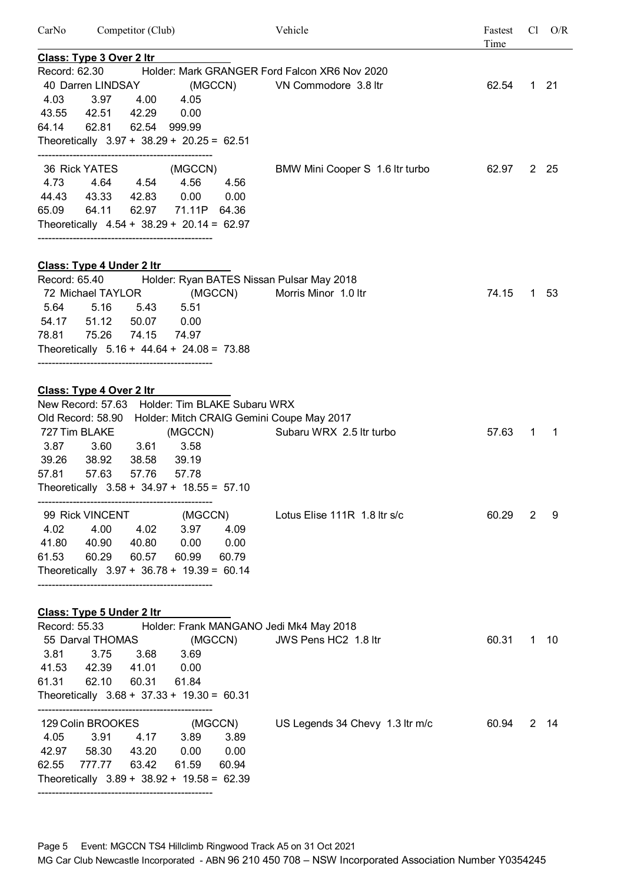| CarNo | Competitor (Club) | Vehicle | Fastest Time | Cl | O/R |
|---|---|---|---|---|---|

**Class: Type 3 Over 2 ltr**

Record: 62.30 Holder: Mark GRANGER Ford Falcon XR6 Nov 2020

| CarNo | Competitor (Club) | Vehicle | Fastest Time | Cl | O/R |
|---|---|---|---|---|---|
| 40 | Darren LINDSAY (MGCCN) | VN Commodore 3.8 ltr | 62.54 | 1 | 21 |

```
4.03   3.97   4.00   4.05
43.55  42.51  42.29  0.00
64.14  62.81  62.54  999.99
Theoretically  3.97 + 38.29 + 20.25 = 62.51
```

| CarNo | Competitor (Club) | Vehicle | Fastest Time | Cl | O/R |
|---|---|---|---|---|---|
| 36 | Rick YATES (MGCCN) | BMW Mini Cooper S 1.6 ltr turbo | 62.97 | 2 | 25 |

```
4.73   4.64   4.54   4.56    4.56
44.43  43.33  42.83  0.00    0.00
65.09  64.11  62.97  71.11P  64.36
Theoretically  4.54 + 38.29 + 20.14 = 62.97
```

**Class: Type 4 Under 2 ltr**

Record: 65.40 Holder: Ryan BATES Nissan Pulsar May 2018

| CarNo | Competitor (Club) | Vehicle | Fastest Time | Cl | O/R |
|---|---|---|---|---|---|
| 72 | Michael TAYLOR (MGCCN) | Morris Minor 1.0 ltr | 74.15 | 1 | 53 |

```
5.64   5.16   5.43   5.51
54.17  51.12  50.07  0.00
78.81  75.26  74.15  74.97
Theoretically  5.16 + 44.64 + 24.08 = 73.88
```

**Class: Type 4 Over 2 ltr**

New Record: 57.63 Holder: Tim BLAKE Subaru WRX

Old Record: 58.90 Holder: Mitch CRAIG Gemini Coupe May 2017

| CarNo | Competitor (Club) | Vehicle | Fastest Time | Cl | O/R |
|---|---|---|---|---|---|
| 727 | Tim BLAKE (MGCCN) | Subaru WRX 2.5 ltr turbo | 57.63 | 1 | 1 |

```
3.87   3.60   3.61   3.58
39.26  38.92  38.58  39.19
57.81  57.63  57.76  57.78
Theoretically  3.58 + 34.97 + 18.55 = 57.10
```

| CarNo | Competitor (Club) | Vehicle | Fastest Time | Cl | O/R |
|---|---|---|---|---|---|
| 99 | Rick VINCENT (MGCCN) | Lotus Elise 111R 1.8 ltr s/c | 60.29 | 2 | 9 |

```
4.02   4.00   4.02   3.97   4.09
41.80  40.90  40.80  0.00   0.00
61.53  60.29  60.57  60.99  60.79
Theoretically  3.97 + 36.78 + 19.39 = 60.14
```

**Class: Type 5 Under 2 ltr**

Record: 55.33 Holder: Frank MANGANO Jedi Mk4 May 2018

| CarNo | Competitor (Club) | Vehicle | Fastest Time | Cl | O/R |
|---|---|---|---|---|---|
| 55 | Darval THOMAS (MGCCN) | JWS Pens HC2 1.8 ltr | 60.31 | 1 | 10 |

```
3.81   3.75   3.68   3.69
41.53  42.39  41.01  0.00
61.31  62.10  60.31  61.84
Theoretically  3.68 + 37.33 + 19.30 = 60.31
```

| CarNo | Competitor (Club) | Vehicle | Fastest Time | Cl | O/R |
|---|---|---|---|---|---|
| 129 | Colin BROOKES (MGCCN) | US Legends 34 Chevy 1.3 ltr m/c | 60.94 | 2 | 14 |

```
4.05   3.91    4.17   3.89   3.89
42.97  58.30   43.20  0.00   0.00
62.55  777.77  63.42  61.59  60.94
Theoretically  3.89 + 38.92 + 19.58 = 62.39
```

Event: MGCCN TS4 Hillclimb Ringwood Track A5 on 31 Oct 2021

MG Car Club Newcastle Incorporated - ABN 96 210 450 708 – NSW Incorporated Association Number Y0354245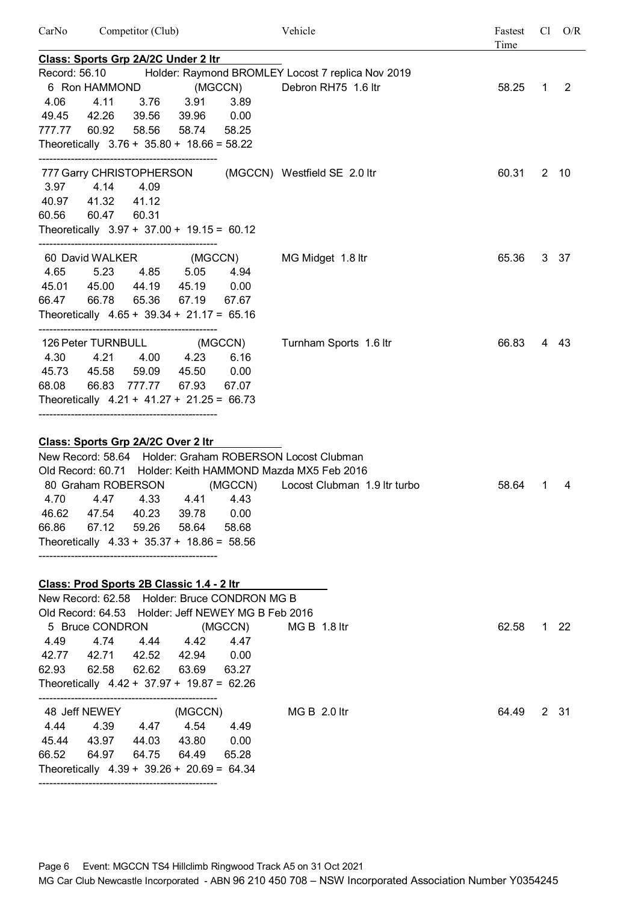| CarNo | Competitor (Club) | Vehicle | Fastest Time | Cl | O/R |
|---|---|---|---|---|---|

**Class: Sports Grp 2A/2C Under 2 ltr**

Record: 56.10 Holder: Raymond BROMLEY Locost 7 replica Nov 2019

| CarNo | Competitor (Club) | Vehicle | Fastest Time | Cl | O/R |
|---|---|---|---|---|---|
| 6 | Ron HAMMOND (MGCCN) | Debron RH75 1.6 ltr | 58.25 | 1 | 2 |

```
4.06    4.11    3.76    3.91    3.89
49.45   42.26   39.56   39.96   0.00
777.77  60.92   58.56   58.74   58.25
Theoretically  3.76 + 35.80 + 18.66 = 58.22
--------------------------------------------------
```

| CarNo | Competitor (Club) | Vehicle | Fastest Time | Cl | O/R |
|---|---|---|---|---|---|
| 777 | Garry CHRISTOPHERSON (MGCCN) | Westfield SE 2.0 ltr | 60.31 | 2 | 10 |

```
3.97    4.14    4.09
40.97   41.32   41.12
60.56   60.47   60.31
Theoretically  3.97 + 37.00 + 19.15 = 60.12
--------------------------------------------------
```

| CarNo | Competitor (Club) | Vehicle | Fastest Time | Cl | O/R |
|---|---|---|---|---|---|
| 60 | David WALKER (MGCCN) | MG Midget 1.8 ltr | 65.36 | 3 | 37 |

```
4.65    5.23    4.85    5.05    4.94
45.01   45.00   44.19   45.19   0.00
66.47   66.78   65.36   67.19   67.67
Theoretically  4.65 + 39.34 + 21.17 = 65.16
--------------------------------------------------
```

| CarNo | Competitor (Club) | Vehicle | Fastest Time | Cl | O/R |
|---|---|---|---|---|---|
| 126 | Peter TURNBULL (MGCCN) | Turnham Sports 1.6 ltr | 66.83 | 4 | 43 |

```
4.30    4.21    4.00    4.23    6.16
45.73   45.58   59.09   45.50   0.00
68.08   66.83   777.77  67.93   67.07
Theoretically  4.21 + 41.27 + 21.25 = 66.73
--------------------------------------------------
```

**Class: Sports Grp 2A/2C Over 2 ltr**

New Record: 58.64 Holder: Graham ROBERSON Locost Clubman
Old Record: 60.71 Holder: Keith HAMMOND Mazda MX5 Feb 2016

| CarNo | Competitor (Club) | Vehicle | Fastest Time | Cl | O/R |
|---|---|---|---|---|---|
| 80 | Graham ROBERSON (MGCCN) | Locost Clubman 1.9 ltr turbo | 58.64 | 1 | 4 |

```
4.70    4.47    4.33    4.41    4.43
46.62   47.54   40.23   39.78   0.00
66.86   67.12   59.26   58.64   58.68
Theoretically  4.33 + 35.37 + 18.86 = 58.56
--------------------------------------------------
```

**Class: Prod Sports 2B Classic 1.4 - 2 ltr**

New Record: 62.58 Holder: Bruce CONDRON MG B
Old Record: 64.53 Holder: Jeff NEWEY MG B Feb 2016

| CarNo | Competitor (Club) | Vehicle | Fastest Time | Cl | O/R |
|---|---|---|---|---|---|
| 5 | Bruce CONDRON (MGCCN) | MG B 1.8 ltr | 62.58 | 1 | 22 |

```
4.49    4.74    4.44    4.42    4.47
42.77   42.71   42.52   42.94   0.00
62.93   62.58   62.62   63.69   63.27
Theoretically  4.42 + 37.97 + 19.87 = 62.26
--------------------------------------------------
```

| CarNo | Competitor (Club) | Vehicle | Fastest Time | Cl | O/R |
|---|---|---|---|---|---|
| 48 | Jeff NEWEY (MGCCN) | MG B 2.0 ltr | 64.49 | 2 | 31 |

```
4.44    4.39    4.47    4.54    4.49
45.44   43.97   44.03   43.80   0.00
66.52   64.97   64.75   64.49   65.28
Theoretically  4.39 + 39.26 + 20.69 = 64.34
--------------------------------------------------
```

Event: MGCCN TS4 Hillclimb Ringwood Track A5 on 31 Oct 2021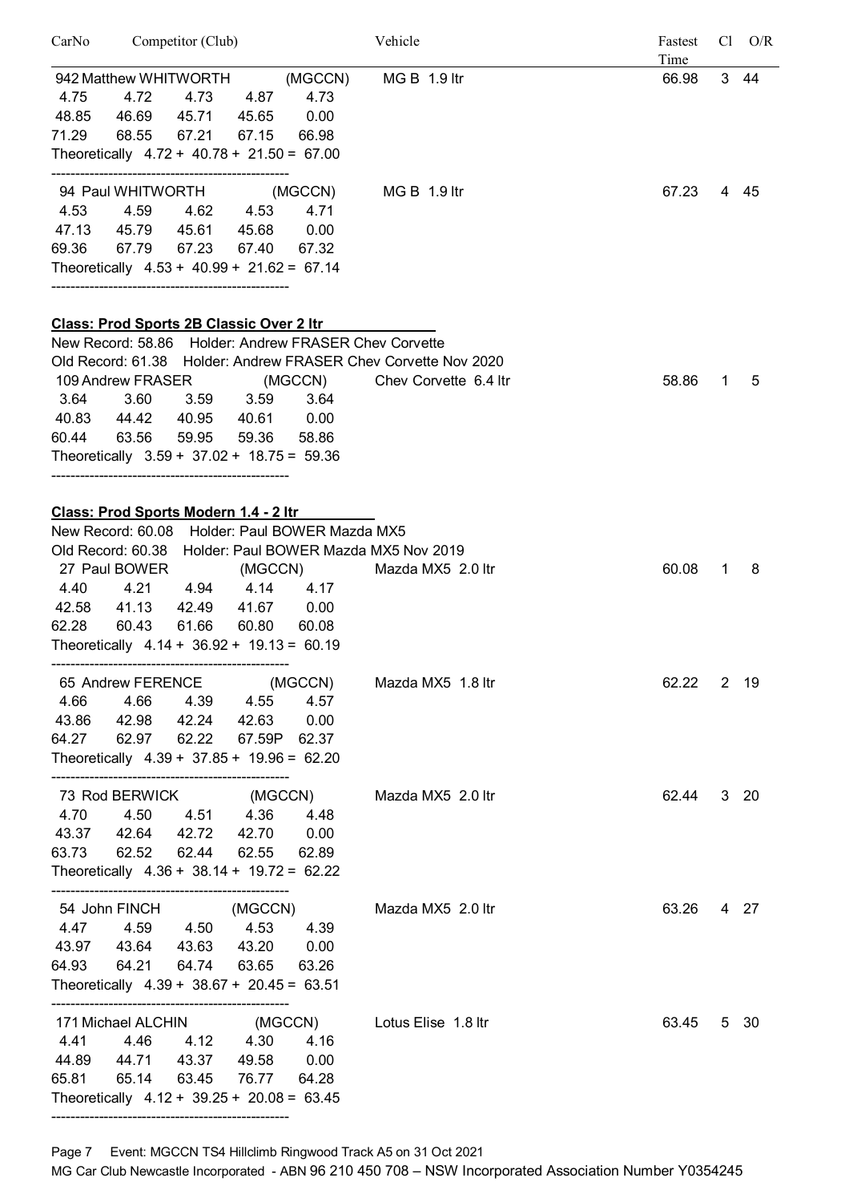| CarNo | Competitor (Club) | Vehicle | Fastest Time | Cl | O/R |
|---|---|---|---|---|---|

942 Matthew WHITWORTH (MGCCN) — MG B 1.9 ltr — 66.98 — 3 — 44

```
 4.75    4.72    4.73    4.87    4.73
48.85   46.69   45.71   45.65    0.00
71.29   68.55   67.21   67.15   66.98
Theoretically  4.72 + 40.78 + 21.50 = 67.00
```

---

94 Paul WHITWORTH (MGCCN) — MG B 1.9 ltr — 67.23 — 4 — 45

```
 4.53    4.59    4.62    4.53    4.71
47.13   45.79   45.61   45.68    0.00
69.36   67.79   67.23   67.40   67.32
Theoretically  4.53 + 40.99 + 21.62 = 67.14
```

---

## Class: Prod Sports 2B Classic Over 2 ltr

New Record: 58.86 Holder: Andrew FRASER Chev Corvette

Old Record: 61.38 Holder: Andrew FRASER Chev Corvette Nov 2020

109 Andrew FRASER (MGCCN) — Chev Corvette 6.4 ltr — 58.86 — 1 — 5

```
 3.64    3.60    3.59    3.59    3.64
40.83   44.42   40.95   40.61    0.00
60.44   63.56   59.95   59.36   58.86
Theoretically  3.59 + 37.02 + 18.75 = 59.36
```

---

## Class: Prod Sports Modern 1.4 - 2 ltr

New Record: 60.08 Holder: Paul BOWER Mazda MX5

Old Record: 60.38 Holder: Paul BOWER Mazda MX5 Nov 2019

27 Paul BOWER (MGCCN) — Mazda MX5 2.0 ltr — 60.08 — 1 — 8

```
 4.40    4.21    4.94    4.14    4.17
42.58   41.13   42.49   41.67    0.00
62.28   60.43   61.66   60.80   60.08
Theoretically  4.14 + 36.92 + 19.13 = 60.19
```

---

65 Andrew FERENCE (MGCCN) — Mazda MX5 1.8 ltr — 62.22 — 2 — 19

```
 4.66    4.66    4.39    4.55    4.57
43.86   42.98   42.24   42.63    0.00
64.27   62.97   62.22   67.59P  62.37
Theoretically  4.39 + 37.85 + 19.96 = 62.20
```

---

73 Rod BERWICK (MGCCN) — Mazda MX5 2.0 ltr — 62.44 — 3 — 20

```
 4.70    4.50    4.51    4.36    4.48
43.37   42.64   42.72   42.70    0.00
63.73   62.52   62.44   62.55   62.89
Theoretically  4.36 + 38.14 + 19.72 = 62.22
```

---

54 John FINCH (MGCCN) — Mazda MX5 2.0 ltr — 63.26 — 4 — 27

```
 4.47    4.59    4.50    4.53    4.39
43.97   43.64   43.63   43.20    0.00
64.93   64.21   64.74   63.65   63.26
Theoretically  4.39 + 38.67 + 20.45 = 63.51
```

---

171 Michael ALCHIN (MGCCN) — Lotus Elise 1.8 ltr — 63.45 — 5 — 30

```
 4.41    4.46    4.12    4.30    4.16
44.89   44.71   43.37   49.58    0.00
65.81   65.14   63.45   76.77   64.28
Theoretically  4.12 + 39.25 + 20.08 = 63.45
```

---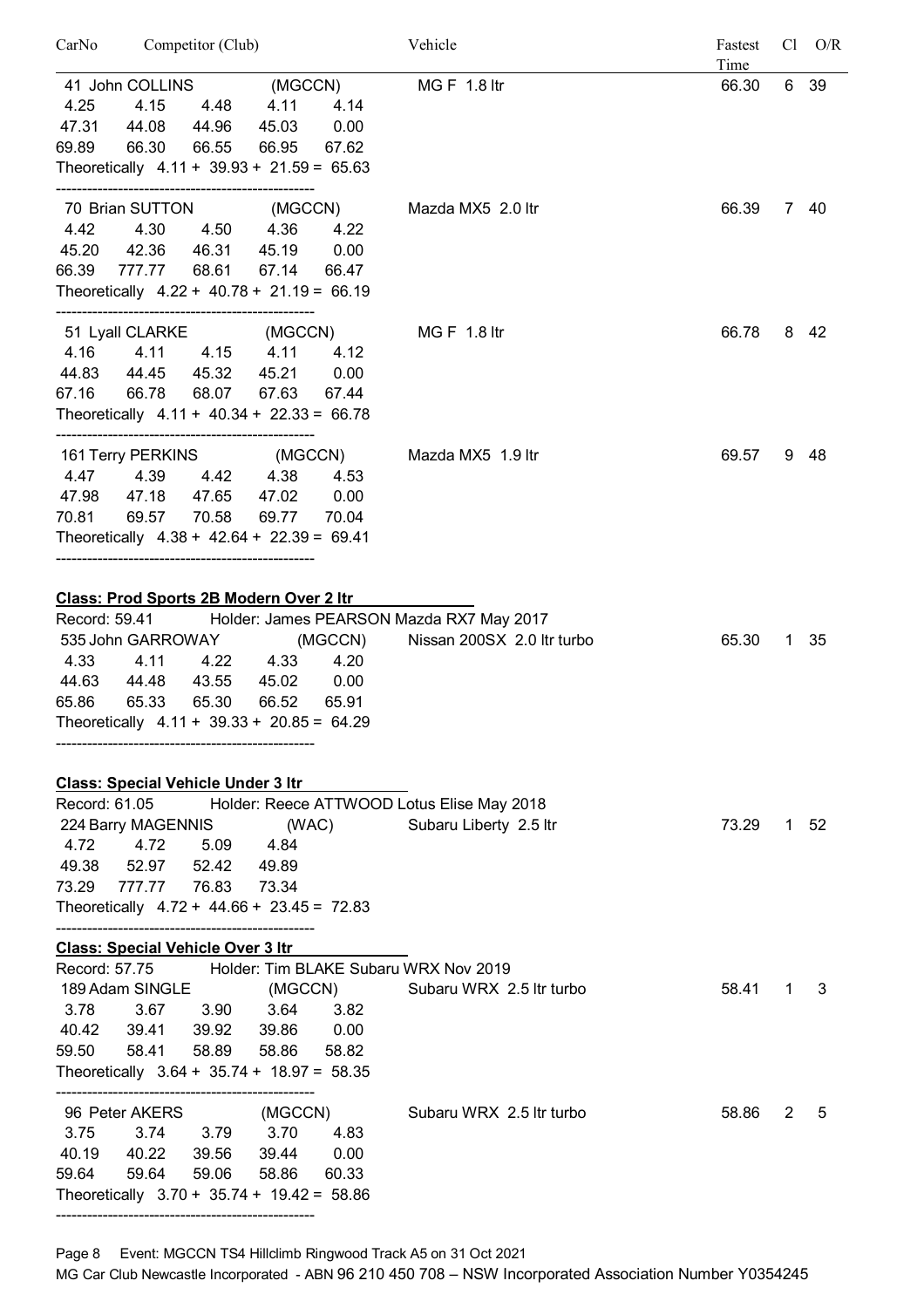| CarNo | Competitor (Club) | Vehicle | Fastest Time | Cl | O/R |
|---|---|---|---|---|---|

41 John COLLINS (MGCCN) — MG F 1.8 ltr — 66.30 — 6 — 39

```
 4.25    4.15    4.48    4.11    4.14
47.31   44.08   44.96   45.03    0.00
69.89   66.30   66.55   66.95   67.62
Theoretically  4.11 + 39.93 + 21.59 = 65.63
```

70 Brian SUTTON (MGCCN) — Mazda MX5 2.0 ltr — 66.39 — 7 — 40

```
 4.42    4.30    4.50    4.36    4.22
45.20   42.36   46.31   45.19    0.00
66.39  777.77   68.61   67.14   66.47
Theoretically  4.22 + 40.78 + 21.19 = 66.19
```

51 Lyall CLARKE (MGCCN) — MG F 1.8 ltr — 66.78 — 8 — 42

```
 4.16    4.11    4.15    4.11    4.12
44.83   44.45   45.32   45.21    0.00
67.16   66.78   68.07   67.63   67.44
Theoretically  4.11 + 40.34 + 22.33 = 66.78
```

161 Terry PERKINS (MGCCN) — Mazda MX5 1.9 ltr — 69.57 — 9 — 48

```
 4.47    4.39    4.42    4.38    4.53
47.98   47.18   47.65   47.02    0.00
70.81   69.57   70.58   69.77   70.04
Theoretically  4.38 + 42.64 + 22.39 = 69.41
```

**Class: Prod Sports 2B Modern Over 2 ltr**

Record: 59.41 Holder: James PEARSON Mazda RX7 May 2017

535 John GARROWAY (MGCCN) — Nissan 200SX 2.0 ltr turbo — 65.30 — 1 — 35

```
 4.33    4.11    4.22    4.33    4.20
44.63   44.48   43.55   45.02    0.00
65.86   65.33   65.30   66.52   65.91
Theoretically  4.11 + 39.33 + 20.85 = 64.29
```

**Class: Special Vehicle Under 3 ltr**

Record: 61.05 Holder: Reece ATTWOOD Lotus Elise May 2018

224 Barry MAGENNIS (WAC) — Subaru Liberty 2.5 ltr — 73.29 — 1 — 52

```
 4.72    4.72    5.09    4.84
49.38   52.97   52.42   49.89
73.29  777.77   76.83   73.34
Theoretically  4.72 + 44.66 + 23.45 = 72.83
```

**Class: Special Vehicle Over 3 ltr**

Record: 57.75 Holder: Tim BLAKE Subaru WRX Nov 2019

189 Adam SINGLE (MGCCN) — Subaru WRX 2.5 ltr turbo — 58.41 — 1 — 3

```
 3.78    3.67    3.90    3.64    3.82
40.42   39.41   39.92   39.86    0.00
59.50   58.41   58.89   58.86   58.82
Theoretically  3.64 + 35.74 + 18.97 = 58.35
```

96 Peter AKERS (MGCCN) — Subaru WRX 2.5 ltr turbo — 58.86 — 2 — 5

```
 3.75    3.74    3.79    3.70    4.83
40.19   40.22   39.56   39.44    0.00
59.64   59.64   59.06   58.86   60.33
Theoretically  3.70 + 35.74 + 19.42 = 58.86
```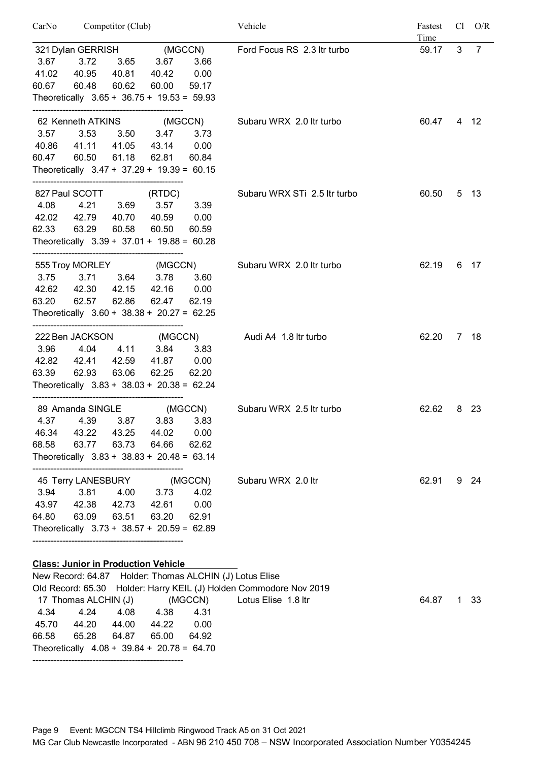| CarNo | Competitor (Club) | Vehicle | Fastest Time | Cl | O/R |
|---|---|---|---|---|---|
| 321 | Dylan GERRISH (MGCCN) | Ford Focus RS 2.3 ltr turbo | 59.17 | 3 | 7 |

```
3.67   3.72   3.65   3.67   3.66
41.02  40.95  40.81  40.42  0.00
60.67  60.48  60.62  60.00  59.17
Theoretically  3.65 + 36.75 + 19.53 = 59.93
```

| CarNo | Competitor (Club) | Vehicle | Fastest Time | Cl | O/R |
|---|---|---|---|---|---|
| 62 | Kenneth ATKINS (MGCCN) | Subaru WRX 2.0 ltr turbo | 60.47 | 4 | 12 |

```
3.57   3.53   3.50   3.47   3.73
40.86  41.11  41.05  43.14  0.00
60.47  60.50  61.18  62.81  60.84
Theoretically  3.47 + 37.29 + 19.39 = 60.15
```

| CarNo | Competitor (Club) | Vehicle | Fastest Time | Cl | O/R |
|---|---|---|---|---|---|
| 827 | Paul SCOTT (RTDC) | Subaru WRX STi 2.5 ltr turbo | 60.50 | 5 | 13 |

```
4.08   4.21   3.69   3.57   3.39
42.02  42.79  40.70  40.59  0.00
62.33  63.29  60.58  60.50  60.59
Theoretically  3.39 + 37.01 + 19.88 = 60.28
```

| CarNo | Competitor (Club) | Vehicle | Fastest Time | Cl | O/R |
|---|---|---|---|---|---|
| 555 | Troy MORLEY (MGCCN) | Subaru WRX 2.0 ltr turbo | 62.19 | 6 | 17 |

```
3.75   3.71   3.64   3.78   3.60
42.62  42.30  42.15  42.16  0.00
63.20  62.57  62.86  62.47  62.19
Theoretically  3.60 + 38.38 + 20.27 = 62.25
```

| CarNo | Competitor (Club) | Vehicle | Fastest Time | Cl | O/R |
|---|---|---|---|---|---|
| 222 | Ben JACKSON (MGCCN) | Audi A4 1.8 ltr turbo | 62.20 | 7 | 18 |

```
3.96   4.04   4.11   3.84   3.83
42.82  42.41  42.59  41.87  0.00
63.39  62.93  63.06  62.25  62.20
Theoretically  3.83 + 38.03 + 20.38 = 62.24
```

| CarNo | Competitor (Club) | Vehicle | Fastest Time | Cl | O/R |
|---|---|---|---|---|---|
| 89 | Amanda SINGLE (MGCCN) | Subaru WRX 2.5 ltr turbo | 62.62 | 8 | 23 |

```
4.37   4.39   3.87   3.83   3.83
46.34  43.22  43.25  44.02  0.00
68.58  63.77  63.73  64.66  62.62
Theoretically  3.83 + 38.83 + 20.48 = 63.14
```

| CarNo | Competitor (Club) | Vehicle | Fastest Time | Cl | O/R |
|---|---|---|---|---|---|
| 45 | Terry LANESBURY (MGCCN) | Subaru WRX 2.0 ltr | 62.91 | 9 | 24 |

```
3.94   3.81   4.00   3.73   4.02
43.97  42.38  42.73  42.61  0.00
64.80  63.09  63.51  63.20  62.91
Theoretically  3.73 + 38.57 + 20.59 = 62.89
```

**Class: Junior in Production Vehicle**

New Record: 64.87 Holder: Thomas ALCHIN (J) Lotus Elise

Old Record: 65.30 Holder: Harry KEIL (J) Holden Commodore Nov 2019

| CarNo | Competitor (Club) | Vehicle | Fastest Time | Cl | O/R |
|---|---|---|---|---|---|
| 17 | Thomas ALCHIN (J) (MGCCN) | Lotus Elise 1.8 ltr | 64.87 | 1 | 33 |

```
4.34   4.24   4.08   4.38   4.31
45.70  44.20  44.00  44.22  0.00
66.58  65.28  64.87  65.00  64.92
Theoretically  4.08 + 39.84 + 20.78 = 64.70
```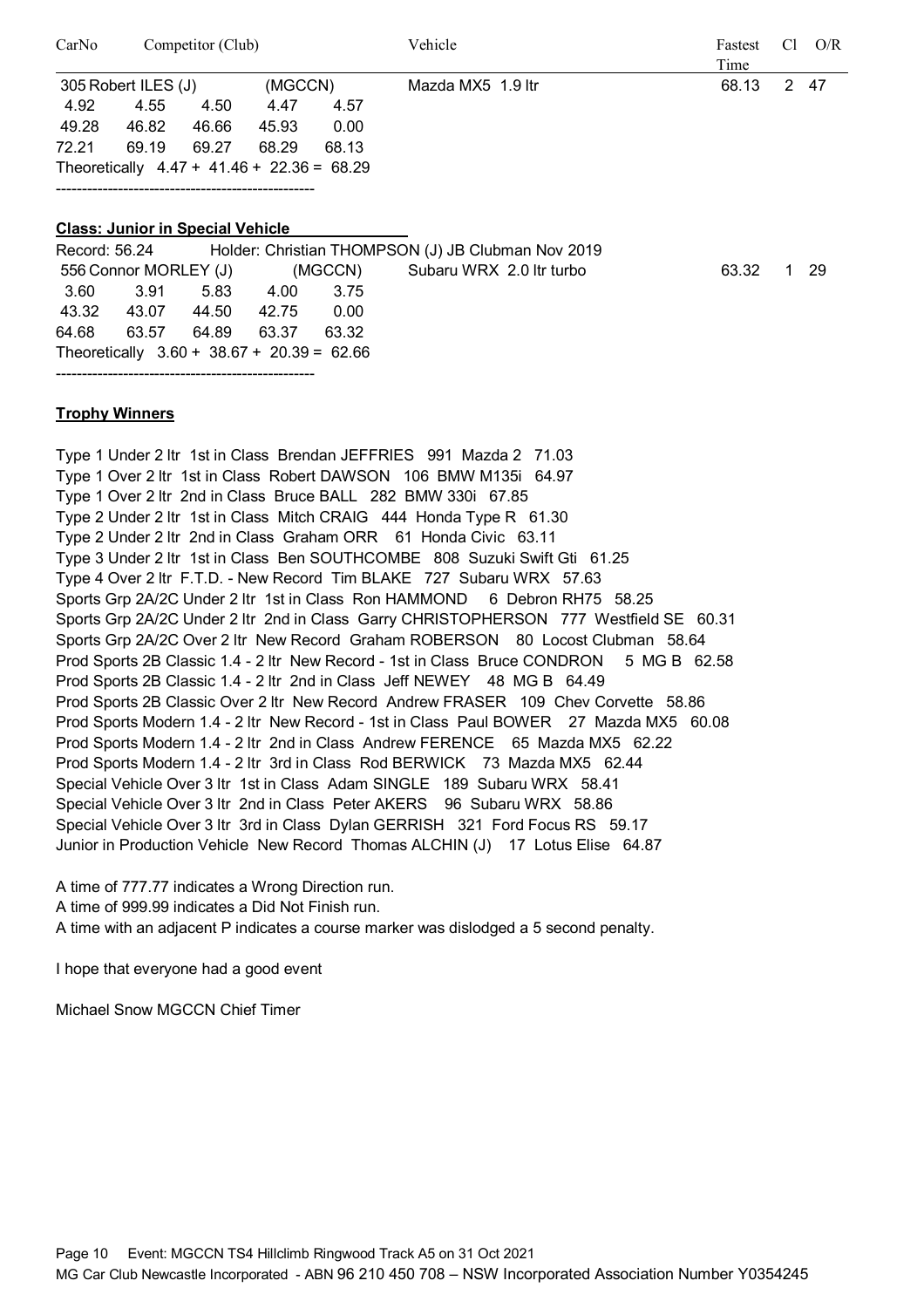| CarNo | Competitor (Club) | Vehicle | Fastest Time | Cl | O/R |
|---|---|---|---|---|---|
| 305 | Robert ILES (J) (MGCCN) | Mazda MX5 1.9 ltr | 68.13 | 2 | 47 |

```
 4.92    4.55    4.50    4.47    4.57
49.28   46.82   46.66   45.93    0.00
72.21   69.19   69.27   68.29   68.13
Theoretically  4.47 + 41.46 + 22.36 = 68.29
--------------------------------------------------
```

**Class: Junior in Special Vehicle**

Record: 56.24 Holder: Christian THOMPSON (J) JB Clubman Nov 2019

| CarNo | Competitor (Club) | Vehicle | Fastest Time | Cl | O/R |
|---|---|---|---|---|---|
| 556 | Connor MORLEY (J) (MGCCN) | Subaru WRX 2.0 ltr turbo | 63.32 | 1 | 29 |

```
 3.60    3.91    5.83    4.00    3.75
43.32   43.07   44.50   42.75    0.00
64.68   63.57   64.89   63.37   63.32
Theoretically  3.60 + 38.67 + 20.39 = 62.66
--------------------------------------------------
```

**Trophy Winners**

Type 1 Under 2 ltr 1st in Class Brendan JEFFRIES 991 Mazda 2 71.03
Type 1 Over 2 ltr 1st in Class Robert DAWSON 106 BMW M135i 64.97
Type 1 Over 2 ltr 2nd in Class Bruce BALL 282 BMW 330i 67.85
Type 2 Under 2 ltr 1st in Class Mitch CRAIG 444 Honda Type R 61.30
Type 2 Under 2 ltr 2nd in Class Graham ORR 61 Honda Civic 63.11
Type 3 Under 2 ltr 1st in Class Ben SOUTHCOMBE 808 Suzuki Swift Gti 61.25
Type 4 Over 2 ltr F.T.D. - New Record Tim BLAKE 727 Subaru WRX 57.63
Sports Grp 2A/2C Under 2 ltr 1st in Class Ron HAMMOND 6 Debron RH75 58.25
Sports Grp 2A/2C Under 2 ltr 2nd in Class Garry CHRISTOPHERSON 777 Westfield SE 60.31
Sports Grp 2A/2C Over 2 ltr New Record Graham ROBERSON 80 Locost Clubman 58.64
Prod Sports 2B Classic 1.4 - 2 ltr New Record - 1st in Class Bruce CONDRON 5 MG B 62.58
Prod Sports 2B Classic 1.4 - 2 ltr 2nd in Class Jeff NEWEY 48 MG B 64.49
Prod Sports 2B Classic Over 2 ltr New Record Andrew FRASER 109 Chev Corvette 58.86
Prod Sports Modern 1.4 - 2 ltr New Record - 1st in Class Paul BOWER 27 Mazda MX5 60.08
Prod Sports Modern 1.4 - 2 ltr 2nd in Class Andrew FERENCE 65 Mazda MX5 62.22
Prod Sports Modern 1.4 - 2 ltr 3rd in Class Rod BERWICK 73 Mazda MX5 62.44
Special Vehicle Over 3 ltr 1st in Class Adam SINGLE 189 Subaru WRX 58.41
Special Vehicle Over 3 ltr 2nd in Class Peter AKERS 96 Subaru WRX 58.86
Special Vehicle Over 3 ltr 3rd in Class Dylan GERRISH 321 Ford Focus RS 59.17
Junior in Production Vehicle New Record Thomas ALCHIN (J) 17 Lotus Elise 64.87

A time of 777.77 indicates a Wrong Direction run.
A time of 999.99 indicates a Did Not Finish run.
A time with an adjacent P indicates a course marker was dislodged a 5 second penalty.

I hope that everyone had a good event

Michael Snow MGCCN Chief Timer